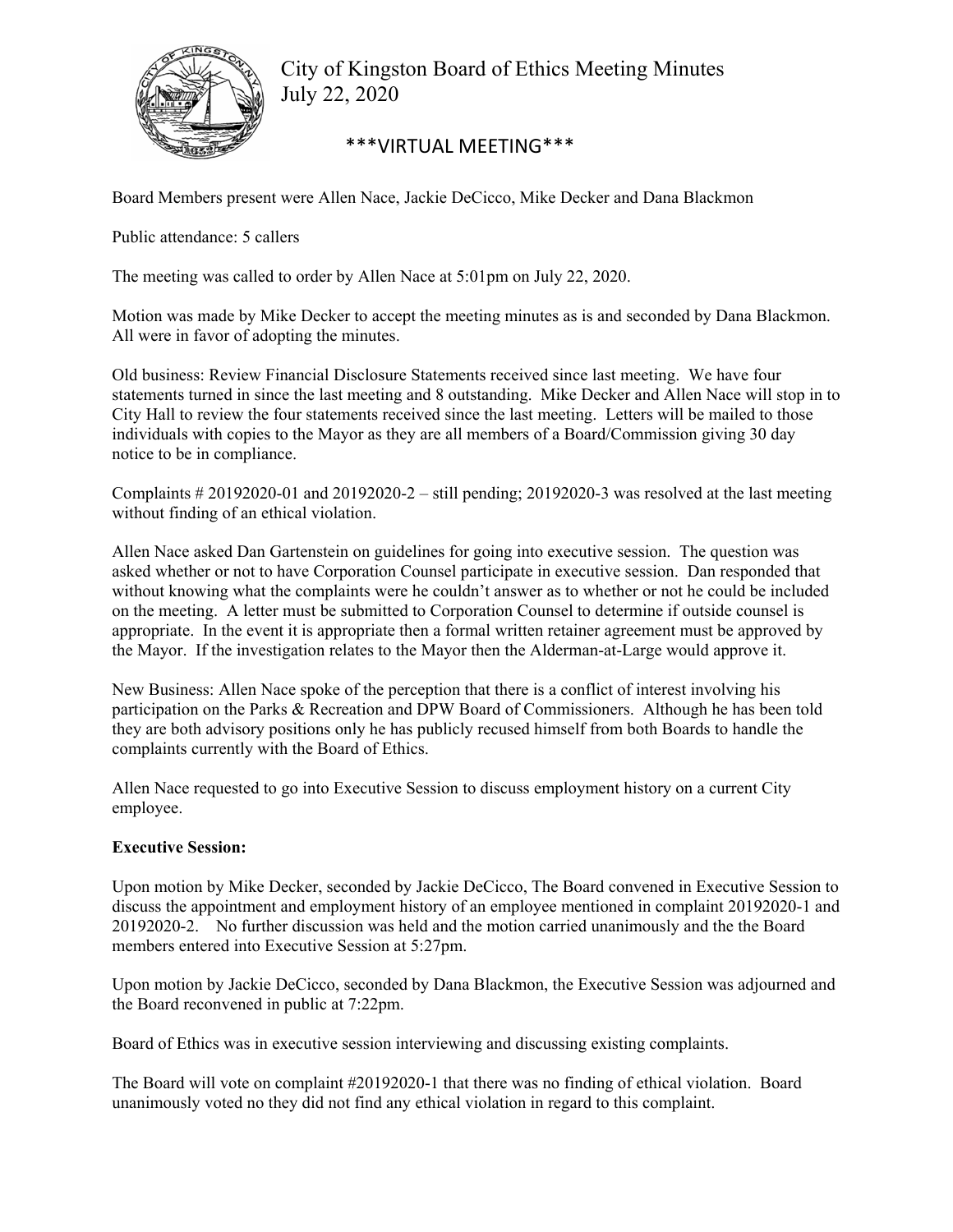# City of Kingston Board of Ethics Meeting Minutes
July 22, 2020

***VIRTUAL MEETING***

Board Members present were Allen Nace, Jackie DeCicco, Mike Decker and Dana Blackmon

Public attendance: 5 callers

The meeting was called to order by Allen Nace at 5:01pm on July 22, 2020.

Motion was made by Mike Decker to accept the meeting minutes as is and seconded by Dana Blackmon. All were in favor of adopting the minutes.

Old business: Review Financial Disclosure Statements received since last meeting. We have four statements turned in since the last meeting and 8 outstanding. Mike Decker and Allen Nace will stop in to City Hall to review the four statements received since the last meeting. Letters will be mailed to those individuals with copies to the Mayor as they are all members of a Board/Commission giving 30 day notice to be in compliance.

Complaints # 20192020-01 and 20192020-2 – still pending; 20192020-3 was resolved at the last meeting without finding of an ethical violation.

Allen Nace asked Dan Gartenstein on guidelines for going into executive session. The question was asked whether or not to have Corporation Counsel participate in executive session. Dan responded that without knowing what the complaints were he couldn't answer as to whether or not he could be included on the meeting. A letter must be submitted to Corporation Counsel to determine if outside counsel is appropriate. In the event it is appropriate then a formal written retainer agreement must be approved by the Mayor. If the investigation relates to the Mayor then the Alderman-at-Large would approve it.

New Business: Allen Nace spoke of the perception that there is a conflict of interest involving his participation on the Parks & Recreation and DPW Board of Commissioners. Although he has been told they are both advisory positions only he has publicly recused himself from both Boards to handle the complaints currently with the Board of Ethics.

Allen Nace requested to go into Executive Session to discuss employment history on a current City employee.

**Executive Session:**

Upon motion by Mike Decker, seconded by Jackie DeCicco, The Board convened in Executive Session to discuss the appointment and employment history of an employee mentioned in complaint 20192020-1 and 20192020-2. No further discussion was held and the motion carried unanimously and the the Board members entered into Executive Session at 5:27pm.

Upon motion by Jackie DeCicco, seconded by Dana Blackmon, the Executive Session was adjourned and the Board reconvened in public at 7:22pm.

Board of Ethics was in executive session interviewing and discussing existing complaints.

The Board will vote on complaint #20192020-1 that there was no finding of ethical violation. Board unanimously voted no they did not find any ethical violation in regard to this complaint.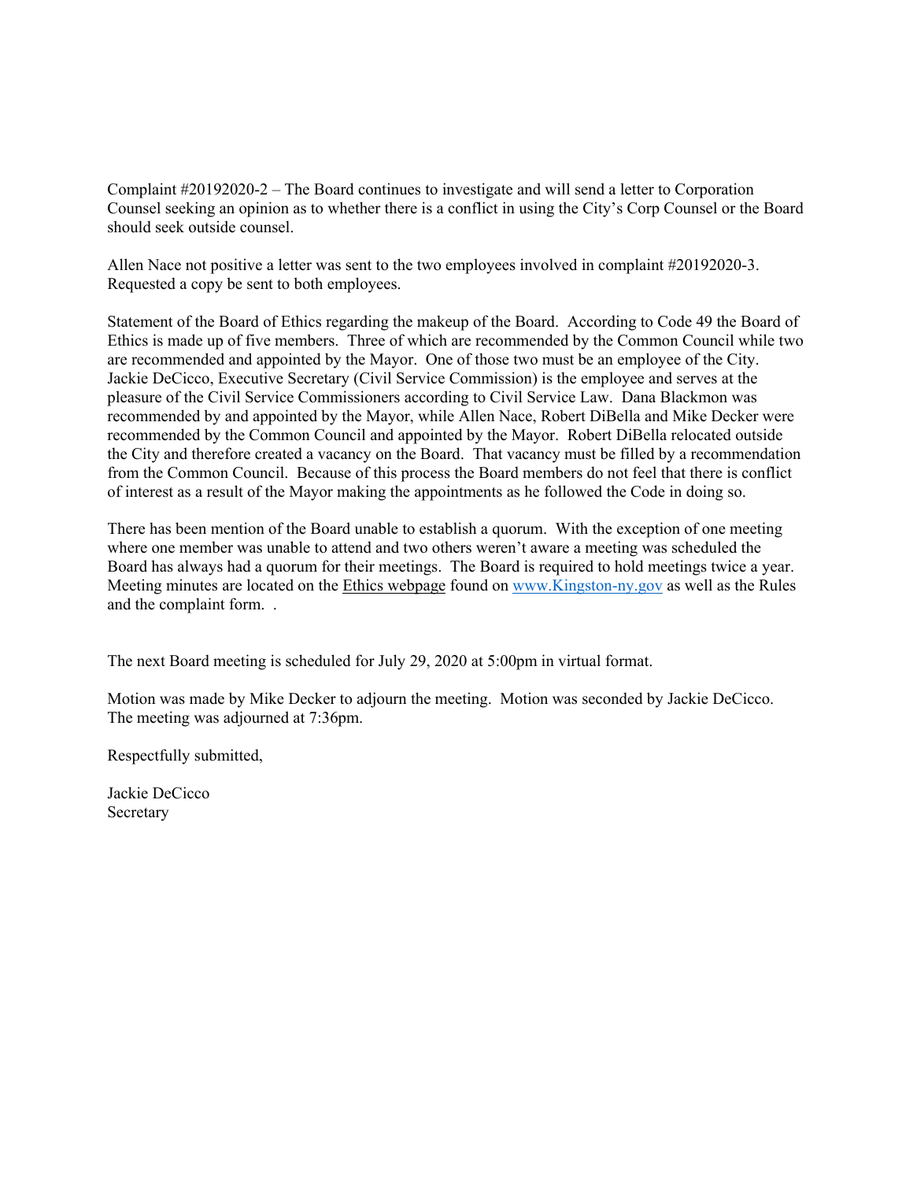Complaint #20192020-2 – The Board continues to investigate and will send a letter to Corporation Counsel seeking an opinion as to whether there is a conflict in using the City's Corp Counsel or the Board should seek outside counsel.

Allen Nace not positive a letter was sent to the two employees involved in complaint #20192020-3. Requested a copy be sent to both employees.

Statement of the Board of Ethics regarding the makeup of the Board. According to Code 49 the Board of Ethics is made up of five members. Three of which are recommended by the Common Council while two are recommended and appointed by the Mayor. One of those two must be an employee of the City. Jackie DeCicco, Executive Secretary (Civil Service Commission) is the employee and serves at the pleasure of the Civil Service Commissioners according to Civil Service Law. Dana Blackmon was recommended by and appointed by the Mayor, while Allen Nace, Robert DiBella and Mike Decker were recommended by the Common Council and appointed by the Mayor. Robert DiBella relocated outside the City and therefore created a vacancy on the Board. That vacancy must be filled by a recommendation from the Common Council. Because of this process the Board members do not feel that there is conflict of interest as a result of the Mayor making the appointments as he followed the Code in doing so.

There has been mention of the Board unable to establish a quorum. With the exception of one meeting where one member was unable to attend and two others weren't aware a meeting was scheduled the Board has always had a quorum for their meetings. The Board is required to hold meetings twice a year. Meeting minutes are located on the Ethics webpage found on www.Kingston-ny.gov as well as the Rules and the complaint form. .

The next Board meeting is scheduled for July 29, 2020 at 5:00pm in virtual format.

Motion was made by Mike Decker to adjourn the meeting. Motion was seconded by Jackie DeCicco. The meeting was adjourned at 7:36pm.

Respectfully submitted,

Jackie DeCicco
Secretary